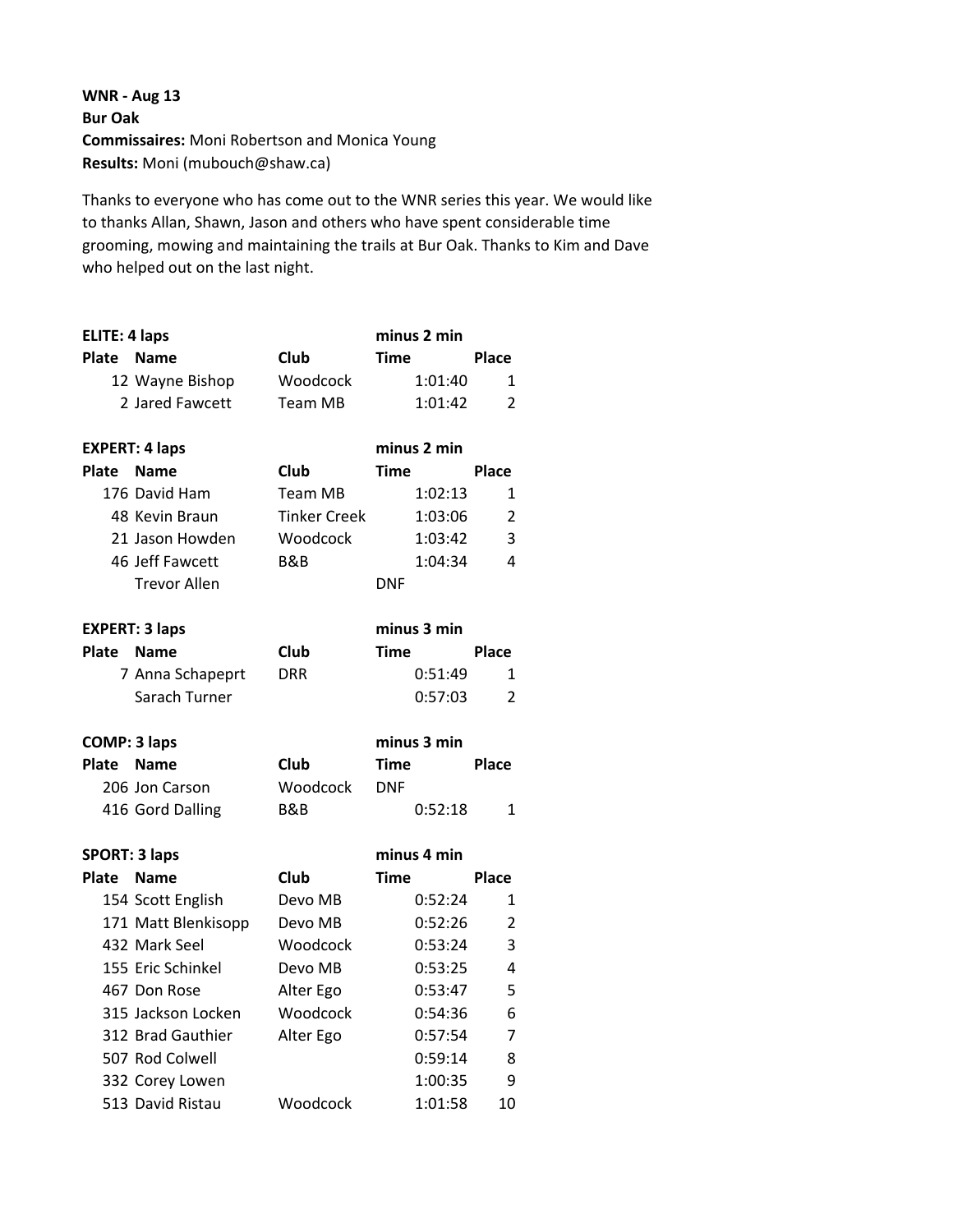**WNR - Aug 13**
**Bur Oak**
**Commissaires:** Moni Robertson and Monica Young
**Results:** Moni (mubouch@shaw.ca)

Thanks to everyone who has come out to the WNR series this year. We would like to thanks Allan, Shawn, Jason and others who have spent considerable time grooming, mowing and maintaining the trails at Bur Oak. Thanks to Kim and Dave who helped out on the last night.

**ELITE: 4 laps** — **minus 2 min**

| Plate | Name | Club | Time | Place |
|---|---|---|---|---|
| 12 | Wayne Bishop | Woodcock | 1:01:40 | 1 |
| 2 | Jared Fawcett | Team MB | 1:01:42 | 2 |

**EXPERT: 4 laps** — **minus 2 min**

| Plate | Name | Club | Time | Place |
|---|---|---|---|---|
| 176 | David Ham | Team MB | 1:02:13 | 1 |
| 48 | Kevin Braun | Tinker Creek | 1:03:06 | 2 |
| 21 | Jason Howden | Woodcock | 1:03:42 | 3 |
| 46 | Jeff Fawcett | B&B | 1:04:34 | 4 |
| | Trevor Allen | | DNF | |

**EXPERT: 3 laps** — **minus 3 min**

| Plate | Name | Club | Time | Place |
|---|---|---|---|---|
| 7 | Anna Schapeprt | DRR | 0:51:49 | 1 |
| | Sarach Turner | | 0:57:03 | 2 |

**COMP: 3 laps** — **minus 3 min**

| Plate | Name | Club | Time | Place |
|---|---|---|---|---|
| 206 | Jon Carson | Woodcock | DNF | |
| 416 | Gord Dalling | B&B | 0:52:18 | 1 |

**SPORT: 3 laps** — **minus 4 min**

| Plate | Name | Club | Time | Place |
|---|---|---|---|---|
| 154 | Scott English | Devo MB | 0:52:24 | 1 |
| 171 | Matt Blenkisopp | Devo MB | 0:52:26 | 2 |
| 432 | Mark Seel | Woodcock | 0:53:24 | 3 |
| 155 | Eric Schinkel | Devo MB | 0:53:25 | 4 |
| 467 | Don Rose | Alter Ego | 0:53:47 | 5 |
| 315 | Jackson Locken | Woodcock | 0:54:36 | 6 |
| 312 | Brad Gauthier | Alter Ego | 0:57:54 | 7 |
| 507 | Rod Colwell | | 0:59:14 | 8 |
| 332 | Corey Lowen | | 1:00:35 | 9 |
| 513 | David Ristau | Woodcock | 1:01:58 | 10 |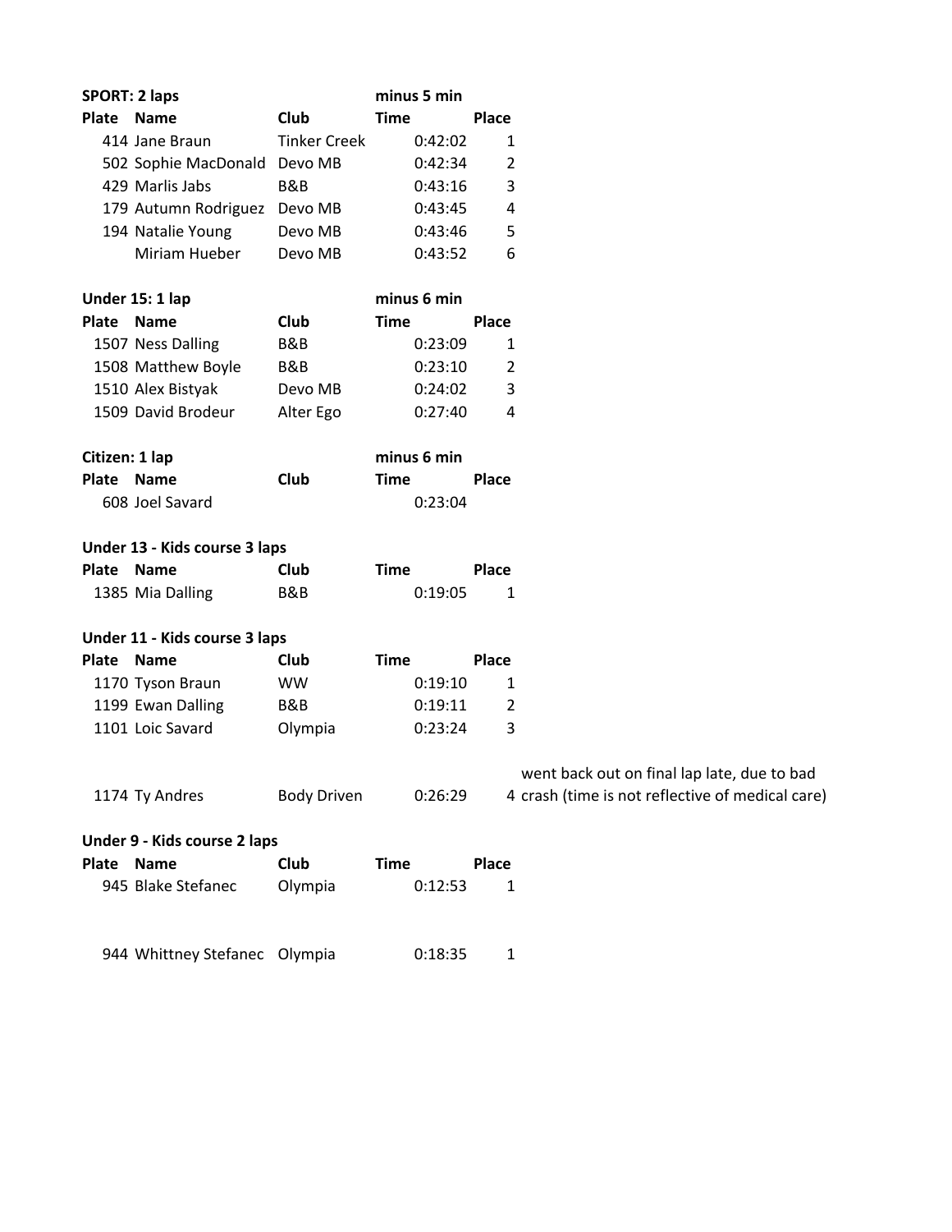**SPORT: 2 laps** minus 5 min

| Plate | Name | Club | Time | Place |
|---|---|---|---|---|
| 414 | Jane Braun | Tinker Creek | 0:42:02 | 1 |
| 502 | Sophie MacDonald | Devo MB | 0:42:34 | 2 |
| 429 | Marlis Jabs | B&B | 0:43:16 | 3 |
| 179 | Autumn Rodriguez | Devo MB | 0:43:45 | 4 |
| 194 | Natalie Young | Devo MB | 0:43:46 | 5 |
| | Miriam Hueber | Devo MB | 0:43:52 | 6 |

**Under 15: 1 lap** minus 6 min

| Plate | Name | Club | Time | Place |
|---|---|---|---|---|
| 1507 | Ness Dalling | B&B | 0:23:09 | 1 |
| 1508 | Matthew Boyle | B&B | 0:23:10 | 2 |
| 1510 | Alex Bistyak | Devo MB | 0:24:02 | 3 |
| 1509 | David Brodeur | Alter Ego | 0:27:40 | 4 |

**Citizen: 1 lap** minus 6 min

| Plate | Name | Club | Time | Place |
|---|---|---|---|---|
| 608 | Joel Savard | | 0:23:04 | |

**Under 13 - Kids course 3 laps**

| Plate | Name | Club | Time | Place |
|---|---|---|---|---|
| 1385 | Mia Dalling | B&B | 0:19:05 | 1 |

**Under 11 - Kids course 3 laps**

| Plate | Name | Club | Time | Place | |
|---|---|---|---|---|---|
| 1170 | Tyson Braun | WW | 0:19:10 | 1 | |
| 1199 | Ewan Dalling | B&B | 0:19:11 | 2 | |
| 1101 | Loic Savard | Olympia | 0:23:24 | 3 | |
| 1174 | Ty Andres | Body Driven | 0:26:29 | 4 | went back out on final lap late, due to bad crash (time is not reflective of medical care) |

**Under 9 - Kids course 2 laps**

| Plate | Name | Club | Time | Place |
|---|---|---|---|---|
| 945 | Blake Stefanec | Olympia | 0:12:53 | 1 |
| | | | | |
| 944 | Whittney Stefanec | Olympia | 0:18:35 | 1 |